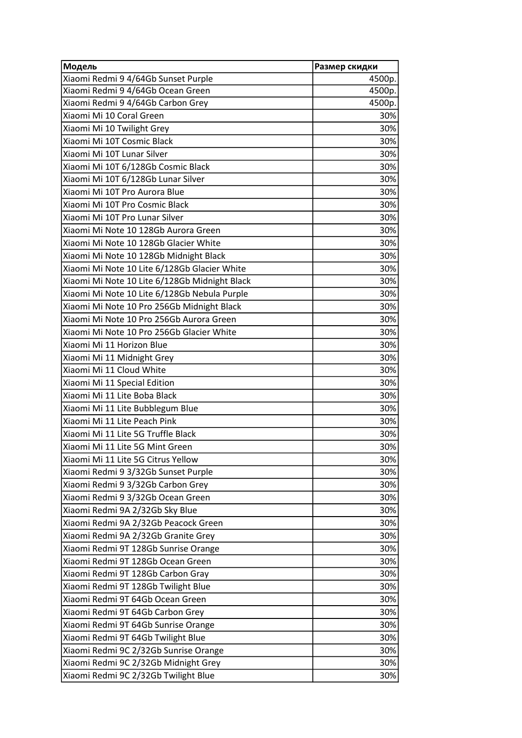| Модель | Размер скидки |
| --- | --- |
| Xiaomi Redmi 9 4/64Gb Sunset Purple | 4500р. |
| Xiaomi Redmi 9 4/64Gb Ocean Green | 4500р. |
| Xiaomi Redmi 9 4/64Gb Carbon Grey | 4500р. |
| Xiaomi Mi 10 Coral Green | 30% |
| Xiaomi Mi 10 Twilight Grey | 30% |
| Xiaomi Mi 10T Cosmic Black | 30% |
| Xiaomi Mi 10T Lunar Silver | 30% |
| Xiaomi Mi 10T 6/128Gb Cosmic Black | 30% |
| Xiaomi Mi 10T 6/128Gb Lunar Silver | 30% |
| Xiaomi Mi 10T Pro Aurora Blue | 30% |
| Xiaomi Mi 10T Pro Cosmic Black | 30% |
| Xiaomi Mi 10T Pro Lunar Silver | 30% |
| Xiaomi Mi Note 10 128Gb Aurora Green | 30% |
| Xiaomi Mi Note 10 128Gb Glacier White | 30% |
| Xiaomi Mi Note 10 128Gb Midnight Black | 30% |
| Xiaomi Mi Note 10 Lite 6/128Gb Glacier White | 30% |
| Xiaomi Mi Note 10 Lite 6/128Gb Midnight Black | 30% |
| Xiaomi Mi Note 10 Lite 6/128Gb Nebula Purple | 30% |
| Xiaomi Mi Note 10 Pro 256Gb Midnight Black | 30% |
| Xiaomi Mi Note 10 Pro 256Gb Aurora Green | 30% |
| Xiaomi Mi Note 10 Pro 256Gb Glacier White | 30% |
| Xiaomi Mi 11 Horizon Blue | 30% |
| Xiaomi Mi 11 Midnight Grey | 30% |
| Xiaomi Mi 11 Cloud White | 30% |
| Xiaomi Mi 11 Special Edition | 30% |
| Xiaomi Mi 11 Lite Boba Black | 30% |
| Xiaomi Mi 11 Lite Bubblegum Blue | 30% |
| Xiaomi Mi 11 Lite Peach Pink | 30% |
| Xiaomi Mi 11 Lite 5G Truffle Black | 30% |
| Xiaomi Mi 11 Lite 5G Mint Green | 30% |
| Xiaomi Mi 11 Lite 5G Citrus Yellow | 30% |
| Xiaomi Redmi 9 3/32Gb Sunset Purple | 30% |
| Xiaomi Redmi 9 3/32Gb Carbon Grey | 30% |
| Xiaomi Redmi 9 3/32Gb Ocean Green | 30% |
| Xiaomi Redmi 9A 2/32Gb Sky Blue | 30% |
| Xiaomi Redmi 9A 2/32Gb Peacock Green | 30% |
| Xiaomi Redmi 9A 2/32Gb Granite Grey | 30% |
| Xiaomi Redmi 9T 128Gb Sunrise Orange | 30% |
| Xiaomi Redmi 9T 128Gb Ocean Green | 30% |
| Xiaomi Redmi 9T 128Gb Carbon Gray | 30% |
| Xiaomi Redmi 9T 128Gb Twilight Blue | 30% |
| Xiaomi Redmi 9T 64Gb Ocean Green | 30% |
| Xiaomi Redmi 9T 64Gb Carbon Grey | 30% |
| Xiaomi Redmi 9T 64Gb Sunrise Orange | 30% |
| Xiaomi Redmi 9T 64Gb Twilight Blue | 30% |
| Xiaomi Redmi 9C 2/32Gb Sunrise Orange | 30% |
| Xiaomi Redmi 9C 2/32Gb Midnight Grey | 30% |
| Xiaomi Redmi 9C 2/32Gb Twilight Blue | 30% |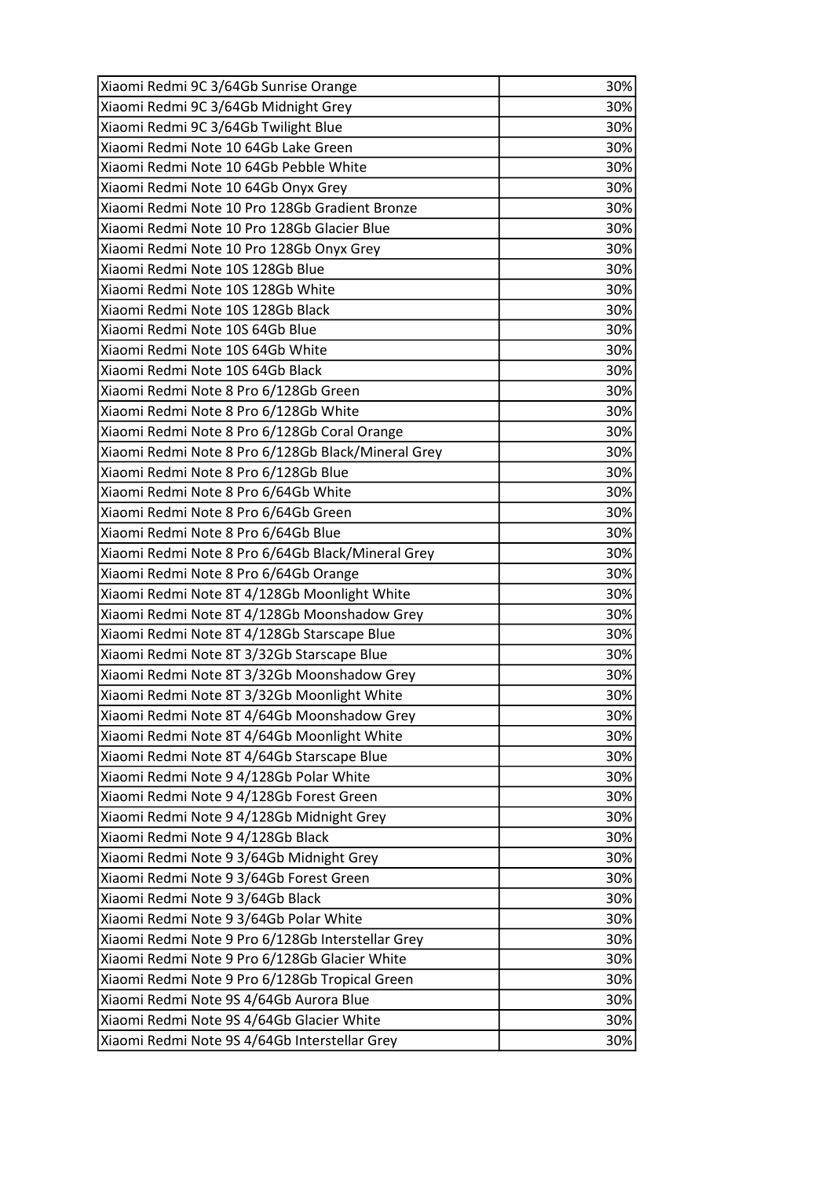| | |
|---|---|
| Xiaomi Redmi 9C 3/64Gb Sunrise Orange | 30% |
| Xiaomi Redmi 9C 3/64Gb Midnight Grey | 30% |
| Xiaomi Redmi 9C 3/64Gb Twilight Blue | 30% |
| Xiaomi Redmi Note 10 64Gb Lake Green | 30% |
| Xiaomi Redmi Note 10 64Gb Pebble White | 30% |
| Xiaomi Redmi Note 10 64Gb Onyx Grey | 30% |
| Xiaomi Redmi Note 10 Pro 128Gb Gradient Bronze | 30% |
| Xiaomi Redmi Note 10 Pro 128Gb Glacier Blue | 30% |
| Xiaomi Redmi Note 10 Pro 128Gb Onyx Grey | 30% |
| Xiaomi Redmi Note 10S 128Gb Blue | 30% |
| Xiaomi Redmi Note 10S 128Gb White | 30% |
| Xiaomi Redmi Note 10S 128Gb Black | 30% |
| Xiaomi Redmi Note 10S 64Gb Blue | 30% |
| Xiaomi Redmi Note 10S 64Gb White | 30% |
| Xiaomi Redmi Note 10S 64Gb Black | 30% |
| Xiaomi Redmi Note 8 Pro 6/128Gb Green | 30% |
| Xiaomi Redmi Note 8 Pro 6/128Gb White | 30% |
| Xiaomi Redmi Note 8 Pro 6/128Gb Coral Orange | 30% |
| Xiaomi Redmi Note 8 Pro 6/128Gb Black/Mineral Grey | 30% |
| Xiaomi Redmi Note 8 Pro 6/128Gb Blue | 30% |
| Xiaomi Redmi Note 8 Pro 6/64Gb White | 30% |
| Xiaomi Redmi Note 8 Pro 6/64Gb Green | 30% |
| Xiaomi Redmi Note 8 Pro 6/64Gb Blue | 30% |
| Xiaomi Redmi Note 8 Pro 6/64Gb Black/Mineral Grey | 30% |
| Xiaomi Redmi Note 8 Pro 6/64Gb Orange | 30% |
| Xiaomi Redmi Note 8T 4/128Gb Moonlight White | 30% |
| Xiaomi Redmi Note 8T 4/128Gb Moonshadow Grey | 30% |
| Xiaomi Redmi Note 8T 4/128Gb Starscape Blue | 30% |
| Xiaomi Redmi Note 8T 3/32Gb Starscape Blue | 30% |
| Xiaomi Redmi Note 8T 3/32Gb Moonshadow Grey | 30% |
| Xiaomi Redmi Note 8T 3/32Gb Moonlight White | 30% |
| Xiaomi Redmi Note 8T 4/64Gb Moonshadow Grey | 30% |
| Xiaomi Redmi Note 8T 4/64Gb Moonlight White | 30% |
| Xiaomi Redmi Note 8T 4/64Gb Starscape Blue | 30% |
| Xiaomi Redmi Note 9 4/128Gb Polar White | 30% |
| Xiaomi Redmi Note 9 4/128Gb Forest Green | 30% |
| Xiaomi Redmi Note 9 4/128Gb Midnight Grey | 30% |
| Xiaomi Redmi Note 9 4/128Gb Black | 30% |
| Xiaomi Redmi Note 9 3/64Gb Midnight Grey | 30% |
| Xiaomi Redmi Note 9 3/64Gb Forest Green | 30% |
| Xiaomi Redmi Note 9 3/64Gb Black | 30% |
| Xiaomi Redmi Note 9 3/64Gb Polar White | 30% |
| Xiaomi Redmi Note 9 Pro 6/128Gb Interstellar Grey | 30% |
| Xiaomi Redmi Note 9 Pro 6/128Gb Glacier White | 30% |
| Xiaomi Redmi Note 9 Pro 6/128Gb Tropical Green | 30% |
| Xiaomi Redmi Note 9S 4/64Gb Aurora Blue | 30% |
| Xiaomi Redmi Note 9S 4/64Gb Glacier White | 30% |
| Xiaomi Redmi Note 9S 4/64Gb Interstellar Grey | 30% |